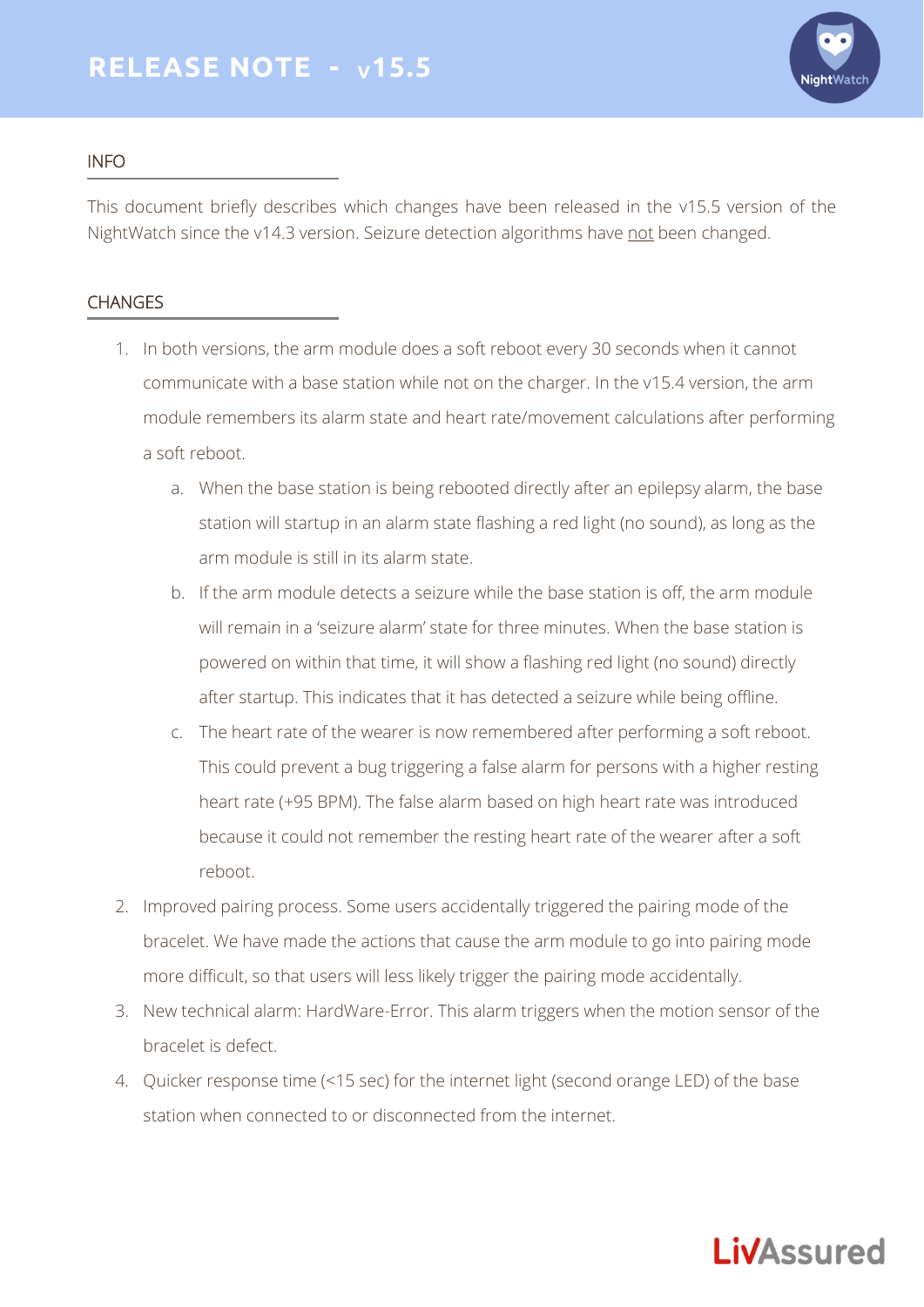# RELEASE NOTE - v15.5

## INFO

This document briefly describes which changes have been released in the v15.5 version of the NightWatch since the v14.3 version. Seizure detection algorithms have not been changed.

## CHANGES

1. In both versions, the arm module does a soft reboot every 30 seconds when it cannot communicate with a base station while not on the charger. In the v15.4 version, the arm module remembers its alarm state and heart rate/movement calculations after performing a soft reboot.
   a. When the base station is being rebooted directly after an epilepsy alarm, the base station will startup in an alarm state flashing a red light (no sound), as long as the arm module is still in its alarm state.
   b. If the arm module detects a seizure while the base station is off, the arm module will remain in a 'seizure alarm' state for three minutes. When the base station is powered on within that time, it will show a flashing red light (no sound) directly after startup. This indicates that it has detected a seizure while being offline.
   c. The heart rate of the wearer is now remembered after performing a soft reboot. This could prevent a bug triggering a false alarm for persons with a higher resting heart rate (+95 BPM). The false alarm based on high heart rate was introduced because it could not remember the resting heart rate of the wearer after a soft reboot.
2. Improved pairing process. Some users accidentally triggered the pairing mode of the bracelet. We have made the actions that cause the arm module to go into pairing mode more difficult, so that users will less likely trigger the pairing mode accidentally.
3. New technical alarm: HardWare-Error. This alarm triggers when the motion sensor of the bracelet is defect.
4. Quicker response time (<15 sec) for the internet light (second orange LED) of the base station when connected to or disconnected from the internet.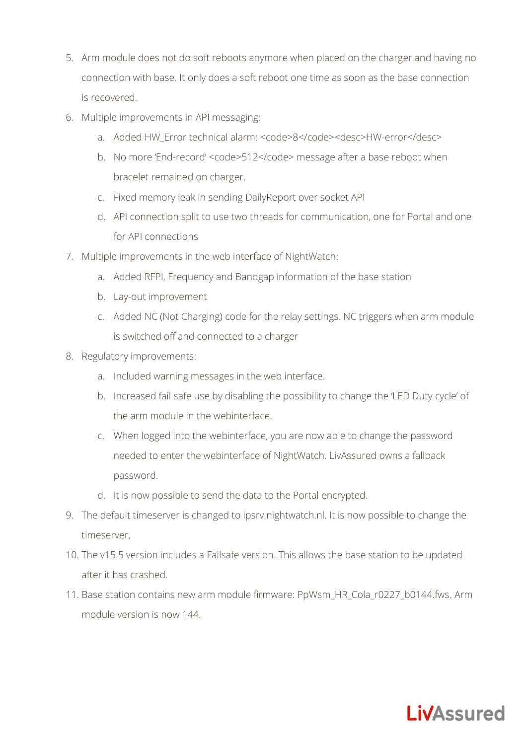5. Arm module does not do soft reboots anymore when placed on the charger and having no connection with base. It only does a soft reboot one time as soon as the base connection is recovered.
6. Multiple improvements in API messaging:
   a. Added HW_Error technical alarm: <code>8</code><desc>HW-error</desc>
   b. No more 'End-record' <code>512</code> message after a base reboot when bracelet remained on charger.
   c. Fixed memory leak in sending DailyReport over socket API
   d. API connection split to use two threads for communication, one for Portal and one for API connections
7. Multiple improvements in the web interface of NightWatch:
   a. Added RFPI, Frequency and Bandgap information of the base station
   b. Lay-out improvement
   c. Added NC (Not Charging) code for the relay settings. NC triggers when arm module is switched off and connected to a charger
8. Regulatory improvements:
   a. Included warning messages in the web interface.
   b. Increased fail safe use by disabling the possibility to change the 'LED Duty cycle' of the arm module in the webinterface.
   c. When logged into the webinterface, you are now able to change the password needed to enter the webinterface of NightWatch. LivAssured owns a fallback password.
   d. It is now possible to send the data to the Portal encrypted.
9. The default timeserver is changed to ipsrv.nightwatch.nl. It is now possible to change the timeserver.
10. The v15.5 version includes a Failsafe version. This allows the base station to be updated after it has crashed.
11. Base station contains new arm module firmware: PpWsm_HR_Cola_r0227_b0144.fws. Arm module version is now 144.